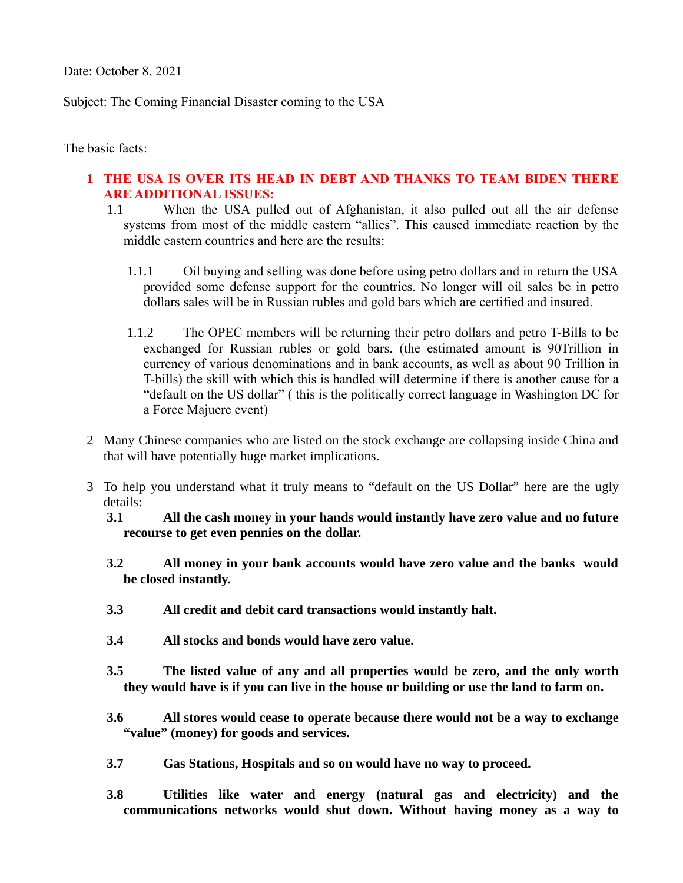Date: October 8, 2021

Subject: The Coming Financial Disaster coming to the USA

The basic facts:

1 **THE USA IS OVER ITS HEAD IN DEBT AND THANKS TO TEAM BIDEN THERE ARE ADDITIONAL ISSUES:**

1.1 When the USA pulled out of Afghanistan, it also pulled out all the air defense systems from most of the middle eastern "allies". This caused immediate reaction by the middle eastern countries and here are the results:

1.1.1 Oil buying and selling was done before using petro dollars and in return the USA provided some defense support for the countries. No longer will oil sales be in petro dollars sales will be in Russian rubles and gold bars which are certified and insured.

1.1.2 The OPEC members will be returning their petro dollars and petro T-Bills to be exchanged for Russian rubles or gold bars. (the estimated amount is 90Trillion in currency of various denominations and in bank accounts, as well as about 90 Trillion in T-bills) the skill with which this is handled will determine if there is another cause for a "default on the US dollar" ( this is the politically correct language in Washington DC for a Force Majuere event)

2 Many Chinese companies who are listed on the stock exchange are collapsing inside China and that will have potentially huge market implications.

3 To help you understand what it truly means to "default on the US Dollar" here are the ugly details:

**3.1 All the cash money in your hands would instantly have zero value and no future recourse to get even pennies on the dollar.**

**3.2 All money in your bank accounts would have zero value and the banks would be closed instantly.**

**3.3 All credit and debit card transactions would instantly halt.**

**3.4 All stocks and bonds would have zero value.**

**3.5 The listed value of any and all properties would be zero, and the only worth they would have is if you can live in the house or building or use the land to farm on.**

**3.6 All stores would cease to operate because there would not be a way to exchange "value" (money) for goods and services.**

**3.7 Gas Stations, Hospitals and so on would have no way to proceed.**

**3.8 Utilities like water and energy (natural gas and electricity) and the communications networks would shut down. Without having money as a way to**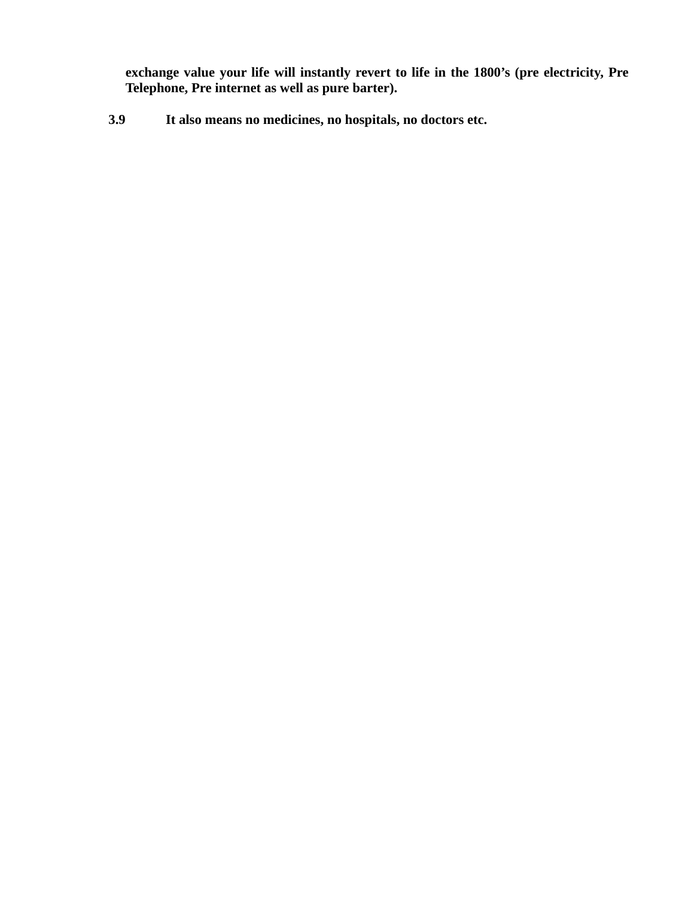**exchange value your life will instantly revert to life in the 1800's (pre electricity, Pre Telephone, Pre internet as well as pure barter).**

**3.9 It also means no medicines, no hospitals, no doctors etc.**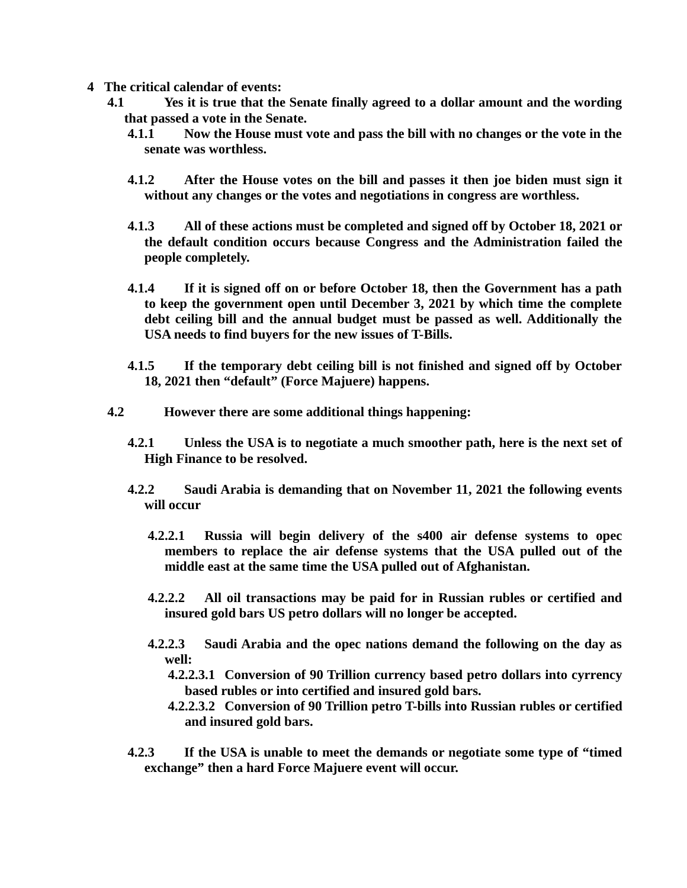**4 The critical calendar of events:**

**4.1 Yes it is true that the Senate finally agreed to a dollar amount and the wording that passed a vote in the Senate.**

**4.1.1 Now the House must vote and pass the bill with no changes or the vote in the senate was worthless.**

**4.1.2 After the House votes on the bill and passes it then joe biden must sign it without any changes or the votes and negotiations in congress are worthless.**

**4.1.3 All of these actions must be completed and signed off by October 18, 2021 or the default condition occurs because Congress and the Administration failed the people completely.**

**4.1.4 If it is signed off on or before October 18, then the Government has a path to keep the government open until December 3, 2021 by which time the complete debt ceiling bill and the annual budget must be passed as well. Additionally the USA needs to find buyers for the new issues of T-Bills.**

**4.1.5 If the temporary debt ceiling bill is not finished and signed off by October 18, 2021 then "default" (Force Majuere) happens.**

**4.2 However there are some additional things happening:**

**4.2.1 Unless the USA is to negotiate a much smoother path, here is the next set of High Finance to be resolved.**

**4.2.2 Saudi Arabia is demanding that on November 11, 2021 the following events will occur**

**4.2.2.1 Russia will begin delivery of the s400 air defense systems to opec members to replace the air defense systems that the USA pulled out of the middle east at the same time the USA pulled out of Afghanistan.**

**4.2.2.2 All oil transactions may be paid for in Russian rubles or certified and insured gold bars US petro dollars will no longer be accepted.**

**4.2.2.3 Saudi Arabia and the opec nations demand the following on the day as well:**

**4.2.2.3.1 Conversion of 90 Trillion currency based petro dollars into cyrrency based rubles or into certified and insured gold bars.**

**4.2.2.3.2 Conversion of 90 Trillion petro T-bills into Russian rubles or certified and insured gold bars.**

**4.2.3 If the USA is unable to meet the demands or negotiate some type of "timed exchange" then a hard Force Majuere event will occur.**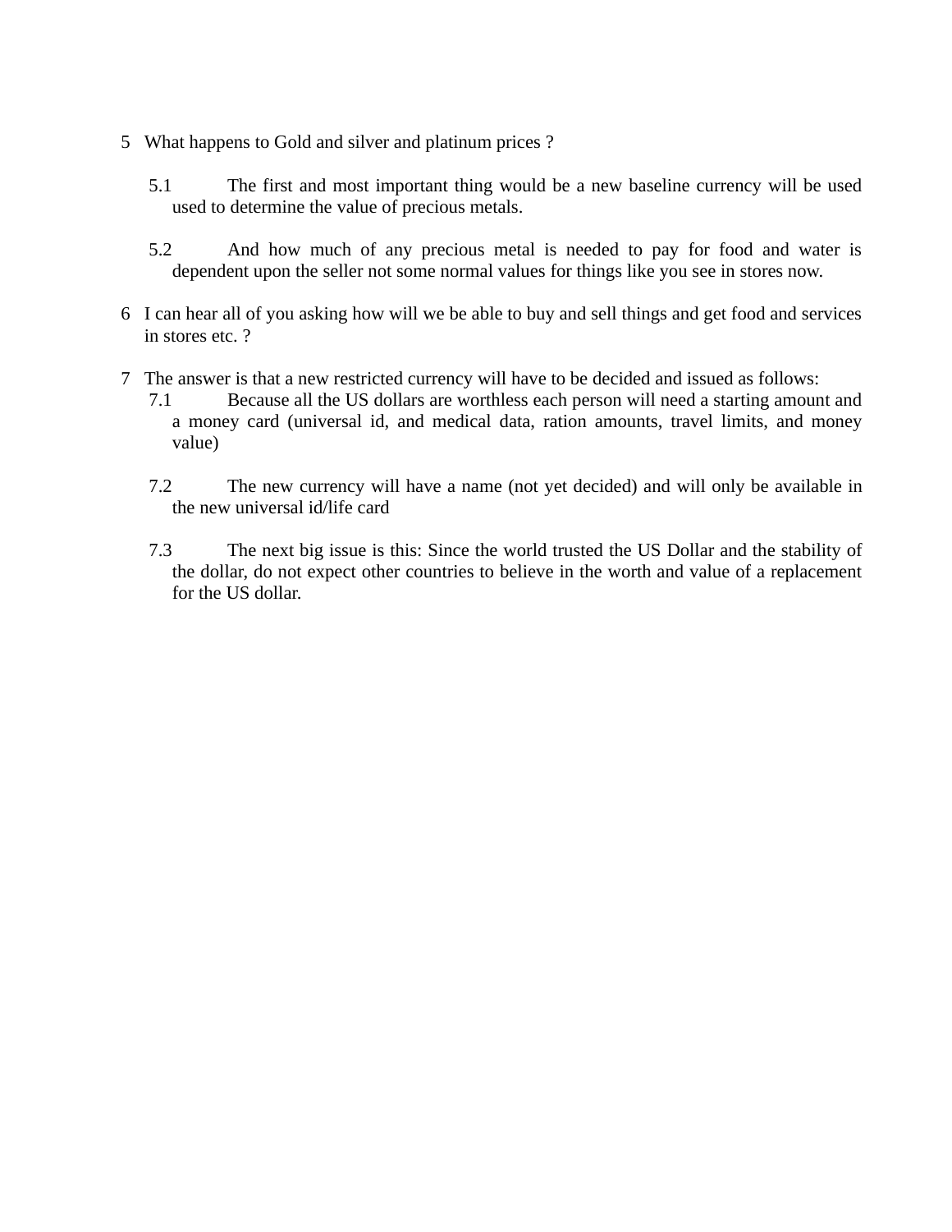5 What happens to Gold and silver and platinum prices ?

5.1 The first and most important thing would be a new baseline currency will be used used to determine the value of precious metals.

5.2 And how much of any precious metal is needed to pay for food and water is dependent upon the seller not some normal values for things like you see in stores now.

6 I can hear all of you asking how will we be able to buy and sell things and get food and services in stores etc. ?

7 The answer is that a new restricted currency will have to be decided and issued as follows:

7.1 Because all the US dollars are worthless each person will need a starting amount and a money card (universal id, and medical data, ration amounts, travel limits, and money value)

7.2 The new currency will have a name (not yet decided) and will only be available in the new universal id/life card

7.3 The next big issue is this: Since the world trusted the US Dollar and the stability of the dollar, do not expect other countries to believe in the worth and value of a replacement for the US dollar.